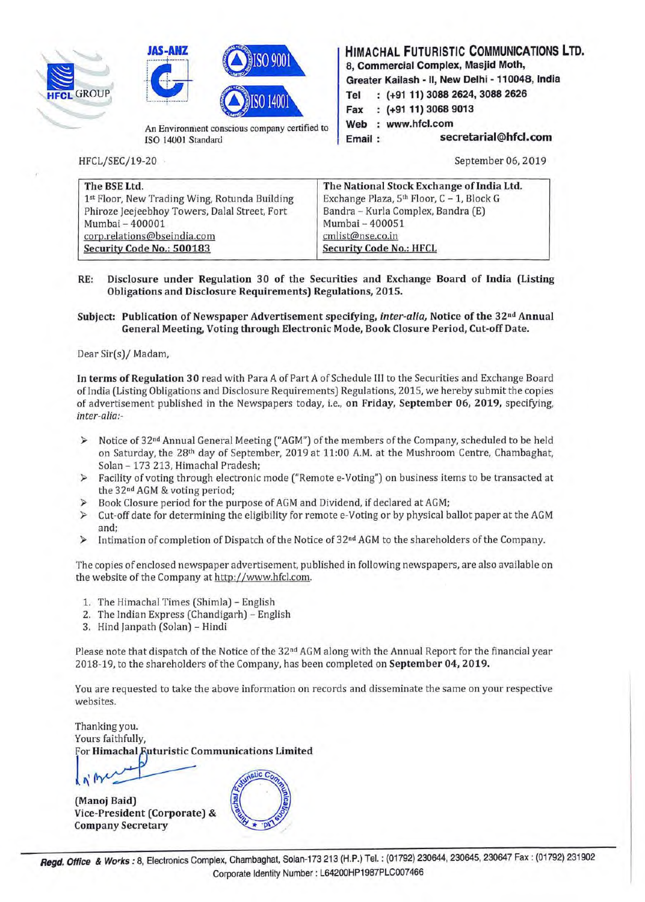**HFCL GROUP**

An Environment conscious company certified to ISO 14001 Standard

## HIMACHAL FUTURISTIC COMMUNICATIONS LTD.

8, Commercial Complex, Masjid Moth,
Greater Kailash - II, New Delhi - 110048, India
Tel : (+91 11) 3088 2624, 3088 2626
Fax : (+91 11) 3068 9013
Web : www.hfcl.com
Email : secretarial@hfcl.com

HFCL/SEC/19-20

September 06, 2019

| The BSE Ltd. | The National Stock Exchange of India Ltd. |
|---|---|
| 1st Floor, New Trading Wing, Rotunda Building | Exchange Plaza, 5th Floor, C – 1, Block G |
| Phiroze Jeejeebhoy Towers, Dalal Street, Fort | Bandra – Kurla Complex, Bandra (E) |
| Mumbai – 400001 | Mumbai – 400051 |
| corp.relations@bseindia.com | cmlist@nse.co.in |
| **Security Code No.: 500183** | **Security Code No.: HFCL** |

**RE: Disclosure under Regulation 30 of the Securities and Exchange Board of India (Listing Obligations and Disclosure Requirements) Regulations, 2015.**

**Subject: Publication of Newspaper Advertisement specifying, *inter-alia,* Notice of the 32nd Annual General Meeting, Voting through Electronic Mode, Book Closure Period, Cut-off Date.**

Dear Sir(s)/ Madam,

**In terms of Regulation 30** read with Para A of Part A of Schedule III to the Securities and Exchange Board of India (Listing Obligations and Disclosure Requirements) Regulations, 2015, we hereby submit the copies of advertisement published in the Newspapers today, i.e., **on Friday, September 06, 2019,** specifying, *inter-alia:-*

- Notice of 32nd Annual General Meeting ("AGM") of the members of the Company, scheduled to be held on Saturday, the 28th day of September, 2019 at 11:00 A.M. at the Mushroom Centre, Chambaghat, Solan – 173 213, Himachal Pradesh;
- Facility of voting through electronic mode ("Remote e-Voting") on business items to be transacted at the 32nd AGM & voting period;
- Book Closure period for the purpose of AGM and Dividend, if declared at AGM;
- Cut-off date for determining the eligibility for remote e-Voting or by physical ballot paper at the AGM and;
- Intimation of completion of Dispatch of the Notice of 32nd AGM to the shareholders of the Company.

The copies of enclosed newspaper advertisement, published in following newspapers, are also available on the website of the Company at http://www.hfcl.com.

1. The Himachal Times (Shimla) – English
2. The Indian Express (Chandigarh) – English
3. Hind Janpath (Solan) – Hindi

Please note that dispatch of the Notice of the 32nd AGM along with the Annual Report for the financial year 2018-19, to the shareholders of the Company, has been completed on **September 04, 2019.**

You are requested to take the above information on records and disseminate the same on your respective websites.

Thanking you.
Yours faithfully,
For **Himachal Futuristic Communications Limited**

**(Manoj Baid)**
**Vice-President (Corporate) &**
**Company Secretary**

***Regd. Office & Works :*** 8, Electronics Complex, Chambaghat, Solan-173 213 (H.P.) Tel. : (01792) 230644, 230645, 230647 Fax : (01792) 231902
Corporate Identity Number : L64200HP1987PLC007466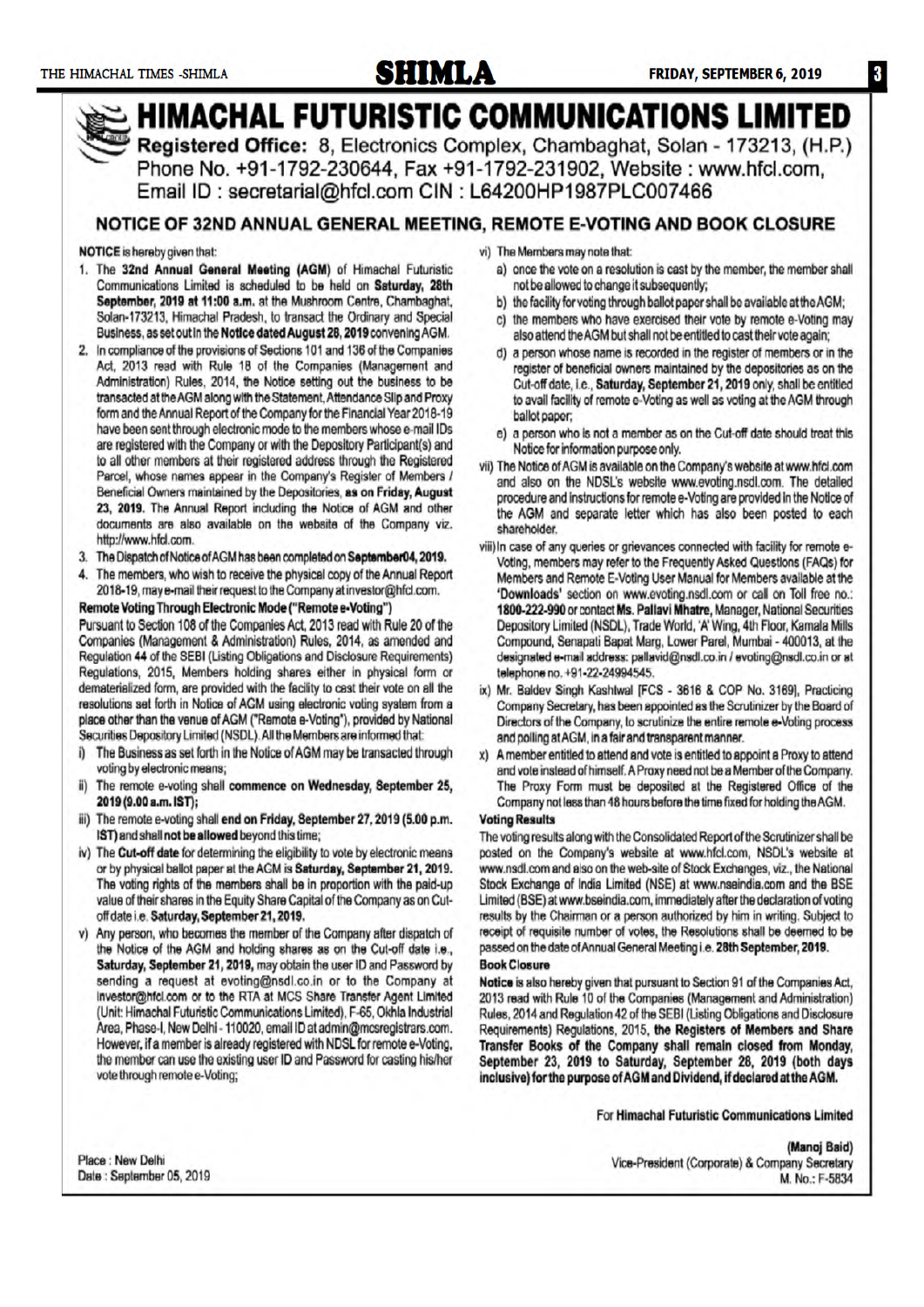# HIMACHAL FUTURISTIC COMMUNICATIONS LIMITED

**Registered Office:** 8, Electronics Complex, Chambaghat, Solan - 173213, (H.P.)
Phone No. +91-1792-230644, Fax +91-1792-231902, Website : www.hfcl.com,
Email ID : secretarial@hfcl.com CIN : L64200HP1987PLC007466

## NOTICE OF 32ND ANNUAL GENERAL MEETING, REMOTE E-VOTING AND BOOK CLOSURE

**NOTICE** is hereby given that:

1. The **32nd Annual General Meeting (AGM)** of Himachal Futuristic Communications Limited is scheduled to be held on **Saturday, 28th September, 2019 at 11:00 a.m.** at the Mushroom Centre, Chambaghat, Solan-173213, Himachal Pradesh, to transact the Ordinary and Special Business, as set out in the **Notice dated August 28, 2019** convening AGM.
2. In compliance of the provisions of Sections 101 and 136 of the Companies Act, 2013 read with Rule 18 of the Companies (Management and Administration) Rules, 2014, the Notice setting out the business to be transacted at the AGM along with the Statement, Attendance Slip and Proxy form and the Annual Report of the Company for the Financial Year 2018-19 have been sent through electronic mode to the members whose e-mail IDs are registered with the Company or with the Depository Participant(s) and to all other members at their registered address through the Registered Parcel, whose names appear in the Company's Register of Members / Beneficial Owners maintained by the Depositories, **as on Friday, August 23, 2019.** The Annual Report including the Notice of AGM and other documents are also available on the website of the Company viz. http://www.hfcl.com.
3. The Dispatch of Notice of AGM has been completed on **September04, 2019.**
4. The members, who wish to receive the physical copy of the Annual Report 2018-19, may e-mail their request to the Company at investor@hfcl.com.

**Remote Voting Through Electronic Mode ("Remote e-Voting")**

Pursuant to Section 108 of the Companies Act, 2013 read with Rule 20 of the Companies (Management & Administration) Rules, 2014, as amended and Regulation 44 of the SEBI (Listing Obligations and Disclosure Requirements) Regulations, 2015, Members holding shares either in physical form or dematerialized form, are provided with the facility to cast their vote on all the resolutions set forth in Notice of AGM using electronic voting system from a place other than the venue of AGM ("Remote e-Voting"), provided by National Securities Depository Limited (NSDL). All the Members are informed that:

i) The Business as set forth in the Notice of AGM may be transacted through voting by electronic means;

ii) The remote e-voting shall **commence on Wednesday, September 25, 2019 (9.00 a.m. IST);**

iii) The remote e-voting shall **end on Friday, September 27, 2019 (5.00 p.m. IST)** and shall **not be allowed** beyond this time;

iv) The **Cut-off date** for determining the eligibility to vote by electronic means or by physical ballot paper at the AGM is **Saturday, September 21, 2019.** The voting rights of the members shall be in proportion with the paid-up value of their shares in the Equity Share Capital of the Company as on Cut-off date i.e. **Saturday, September 21, 2019.**

v) Any person, who becomes the member of the Company after dispatch of the Notice of the AGM and holding shares as on the Cut-off date i.e., **Saturday, September 21, 2019,** may obtain the user ID and Password by sending a request at evoting@nsdl.co.in or to the Company at investor@hfcl.com or to the RTA at MCS Share Transfer Agent Limited (Unit: Himachal Futuristic Communications Limited), F-65, Okhla Industrial Area, Phase-I, New Delhi - 110020, email ID at admin@mcsregistrars.com. However, if a member is already registered with NDSL for remote e-Voting, the member can use the existing user ID and Password for casting his/her vote through remote e-Voting;

vi) The Members may note that:

a) once the vote on a resolution is cast by the member, the member shall not be allowed to change it subsequently;

b) the facility for voting through ballot paper shall be available at the AGM;

c) the members who have exercised their vote by remote e-Voting may also attend the AGM but shall not be entitled to cast their vote again;

d) a person whose name is recorded in the register of members or in the register of beneficial owners maintained by the depositories as on the Cut-off date, i.e., **Saturday, September 21, 2019** only, shall be entitled to avail facility of remote e-Voting as well as voting at the AGM through ballot paper;

e) a person who is not a member as on the Cut-off date should treat this Notice for information purpose only.

vii) The Notice of AGM is available on the Company's website at www.hfcl.com and also on the NDSL's website www.evoting.nsdl.com. The detailed procedure and instructions for remote e-Voting are provided in the Notice of the AGM and separate letter which has also been posted to each shareholder.

viii) In case of any queries or grievances connected with facility for remote e-Voting, members may refer to the Frequently Asked Questions (FAQs) for Members and Remote E-Voting User Manual for Members available at the **'Downloads'** section on www.evoting.nsdl.com or call on Toll free no.: **1800-222-990** or contact **Ms. Pallavi Mhatre,** Manager, National Securities Depository Limited (NSDL), Trade World, 'A' Wing, 4th Floor, Kamala Mills Compound, Senapati Bapat Marg, Lower Parel, Mumbai - 400013, at the designated e-mail address: pallavid@nsdl.co.in / evoting@nsdl.co.in or at telephone no. +91-22-24994545.

ix) Mr. Baldev Singh Kashtwal [FCS - 3616 & COP No. 3169], Practicing Company Secretary, has been appointed as the Scrutinizer by the Board of Directors of the Company, to scrutinize the entire remote e-Voting process and polling at AGM, in a fair and transparent manner.

x) A member entitled to attend and vote is entitled to appoint a Proxy to attend and vote instead of himself. A Proxy need not be a Member of the Company. The Proxy Form must be deposited at the Registered Office of the Company not less than 48 hours before the time fixed for holding the AGM.

**Voting Results**

The voting results along with the Consolidated Report of the Scrutinizer shall be posted on the Company's website at www.hfcl.com, NSDL's website at www.nsdl.com and also on the web-site of Stock Exchanges, viz., the National Stock Exchange of India Limited (NSE) at www.nseindia.com and the BSE Limited (BSE) at www.bseindia.com, immediately after the declaration of voting results by the Chairman or a person authorized by him in writing. Subject to receipt of requisite number of votes, the Resolutions shall be deemed to be passed on the date of Annual General Meeting i.e. **28th September, 2019.**

**Book Closure**

**Notice** is also hereby given that pursuant to Section 91 of the Companies Act, 2013 read with Rule 10 of the Companies (Management and Administration) Rules, 2014 and Regulation 42 of the SEBI (Listing Obligations and Disclosure Requirements) Regulations, 2015, **the Registers of Members and Share Transfer Books of the Company shall remain closed from Monday, September 23, 2019 to Saturday, September 28, 2019 (both days inclusive) for the purpose of AGM and Dividend, if declared at the AGM.**

For **Himachal Futuristic Communications Limited**

**(Manoj Baid)**
Vice-President (Corporate) & Company Secretary
M. No.: F-5834

Place : New Delhi
Date : September 05, 2019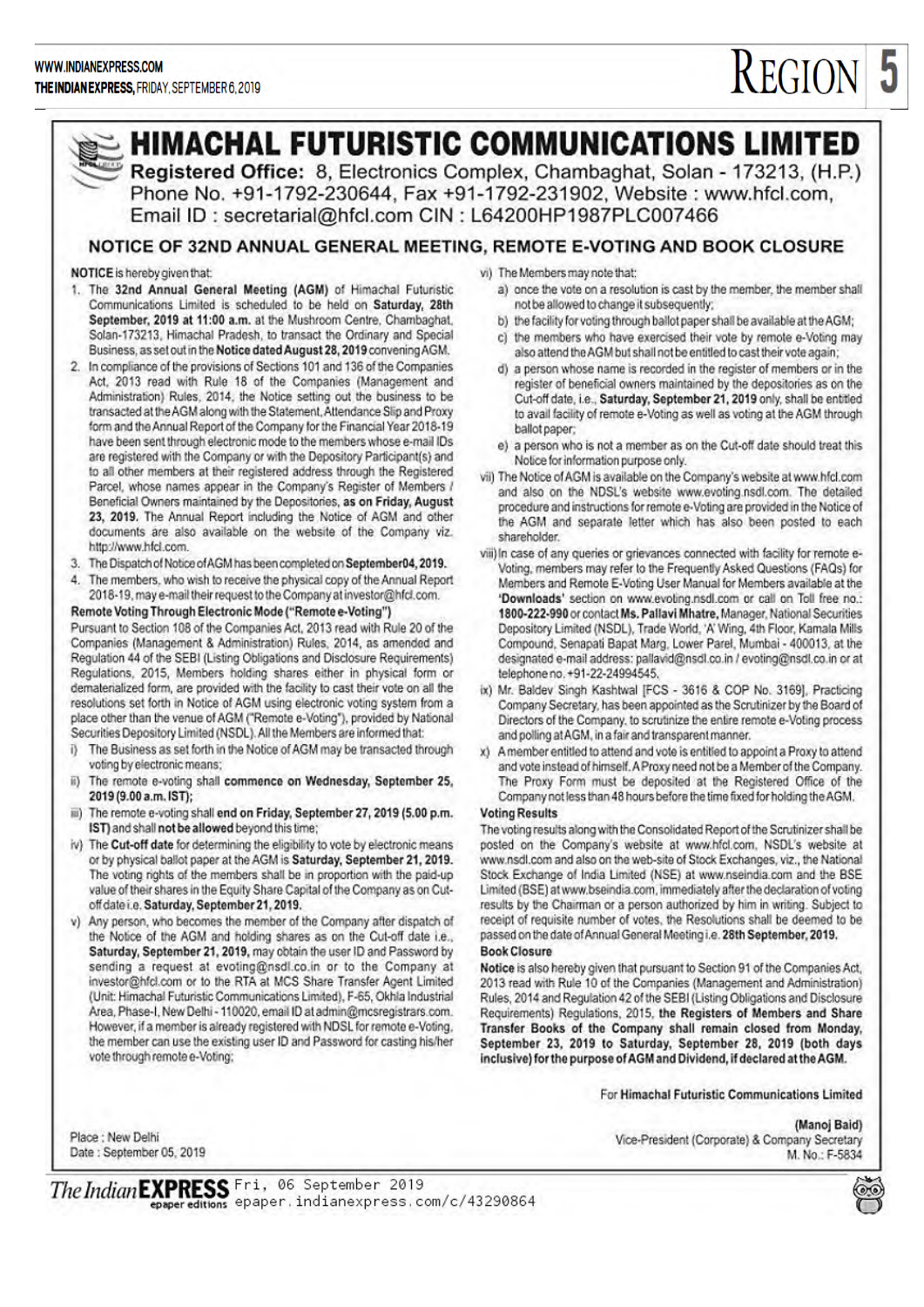# HIMACHAL FUTURISTIC COMMUNICATIONS LIMITED

**Registered Office:** 8, Electronics Complex, Chambaghat, Solan - 173213, (H.P.)
Phone No. +91-1792-230644, Fax +91-1792-231902, Website : www.hfcl.com,
Email ID : secretarial@hfcl.com CIN : L64200HP1987PLC007466

## NOTICE OF 32ND ANNUAL GENERAL MEETING, REMOTE E-VOTING AND BOOK CLOSURE

**NOTICE** is hereby given that:

1. The **32nd Annual General Meeting (AGM)** of Himachal Futuristic Communications Limited is scheduled to be held on **Saturday, 28th September, 2019 at 11:00 a.m.** at the Mushroom Centre, Chambaghat, Solan-173213, Himachal Pradesh, to transact the Ordinary and Special Business, as set out in the **Notice dated August 28, 2019** convening AGM.
2. In compliance of the provisions of Sections 101 and 136 of the Companies Act, 2013 read with Rule 18 of the Companies (Management and Administration) Rules, 2014, the Notice setting out the business to be transacted at the AGM along with the Statement, Attendance Slip and Proxy form and the Annual Report of the Company for the Financial Year 2018-19 have been sent through electronic mode to the members whose e-mail IDs are registered with the Company or with the Depository Participant(s) and to all other members at their registered address through the Registered Parcel, whose names appear in the Company's Register of Members / Beneficial Owners maintained by the Depositories, **as on Friday, August 23, 2019.** The Annual Report including the Notice of AGM and other documents are also available on the website of the Company viz. http://www.hfcl.com.
3. The Dispatch of Notice of AGM has been completed on **September04, 2019.**
4. The members, who wish to receive the physical copy of the Annual Report 2018-19, may e-mail their request to the Company at investor@hfcl.com.

**Remote Voting Through Electronic Mode ("Remote e-Voting")**

Pursuant to Section 108 of the Companies Act, 2013 read with Rule 20 of the Companies (Management & Administration) Rules, 2014, as amended and Regulation 44 of the SEBI (Listing Obligations and Disclosure Requirements) Regulations, 2015, Members holding shares either in physical form or dematerialized form, are provided with the facility to cast their vote on all the resolutions set forth in Notice of AGM using electronic voting system from a place other than the venue of AGM ("Remote e-Voting"), provided by National Securities Depository Limited (NSDL). All the Members are informed that:

i) The Business as set forth in the Notice of AGM may be transacted through voting by electronic means;
ii) The remote e-voting shall **commence on Wednesday, September 25, 2019 (9.00 a.m. IST);**
iii) The remote e-voting shall **end on Friday, September 27, 2019 (5.00 p.m. IST)** and shall **not be allowed** beyond this time;
iv) The **Cut-off date** for determining the eligibility to vote by electronic means or by physical ballot paper at the AGM is **Saturday, September 21, 2019.** The voting rights of the members shall be in proportion with the paid-up value of their shares in the Equity Share Capital of the Company as on Cut-off date i.e. **Saturday, September 21, 2019.**
v) Any person, who becomes the member of the Company after dispatch of the Notice of the AGM and holding shares as on the Cut-off date i.e., **Saturday, September 21, 2019,** may obtain the user ID and Password by sending a request at evoting@nsdl.co.in or to the Company at investor@hfcl.com or to the RTA at MCS Share Transfer Agent Limited (Unit: Himachal Futuristic Communications Limited), F-65, Okhla Industrial Area, Phase-I, New Delhi - 110020, email ID at admin@mcsregistrars.com. However, if a member is already registered with NSDL for remote e-Voting, the member can use the existing user ID and Password for casting his/her vote through remote e-Voting;
vi) The Members may note that:
   a) once the vote on a resolution is cast by the member, the member shall not be allowed to change it subsequently;
   b) the facility for voting through ballot paper shall be available at the AGM;
   c) the members who have exercised their vote by remote e-Voting may also attend the AGM but shall not be entitled to cast their vote again;
   d) a person whose name is recorded in the register of members or in the register of beneficial owners maintained by the depositories as on the Cut-off date, i.e., **Saturday, September 21, 2019** only, shall be entitled to avail facility of remote e-Voting as well as voting at the AGM through ballot paper;
   e) a person who is not a member as on the Cut-off date should treat this Notice for information purpose only.
vii) The Notice of AGM is available on the Company's website at www.hfcl.com and also on the NDSL's website www.evoting.nsdl.com. The detailed procedure and instructions for remote e-Voting are provided in the Notice of the AGM and separate letter which has also been posted to each shareholder.
viii) In case of any queries or grievances connected with facility for remote e-Voting, members may refer to the Frequently Asked Questions (FAQs) for Members and Remote E-Voting User Manual for Members available at the **'Downloads'** section on www.evoting.nsdl.com or call on Toll free no.: **1800-222-990** or contact **Ms. Pallavi Mhatre,** Manager, National Securities Depository Limited (NSDL), Trade World, 'A' Wing, 4th Floor, Kamala Mills Compound, Senapati Bapat Marg, Lower Parel, Mumbai - 400013, at the designated e-mail address: pallavid@nsdl.co.in / evoting@nsdl.co.in or at telephone no. +91-22-24994545.
ix) Mr. Baldev Singh Kashtwal [FCS - 3616 & COP No. 3169], Practicing Company Secretary, has been appointed as the Scrutinizer by the Board of Directors of the Company, to scrutinize the entire remote e-Voting process and polling at AGM, in a fair and transparent manner.
x) A member entitled to attend and vote is entitled to appoint a Proxy to attend and vote instead of himself. A Proxy need not be a Member of the Company. The Proxy Form must be deposited at the Registered Office of the Company not less than 48 hours before the time fixed for holding the AGM.

**Voting Results**

The voting results along with the Consolidated Report of the Scrutinizer shall be posted on the Company's website at www.hfcl.com, NSDL's website at www.nsdl.com and also on the web-site of Stock Exchanges, viz., the National Stock Exchange of India Limited (NSE) at www.nseindia.com and the BSE Limited (BSE) at www.bseindia.com, immediately after the declaration of voting results by the Chairman or a person authorized by him in writing. Subject to receipt of requisite number of votes, the Resolutions shall be deemed to be passed on the date of Annual General Meeting i.e. **28th September, 2019.**

**Book Closure**

**Notice** is also hereby given that pursuant to Section 91 of the Companies Act, 2013 read with Rule 10 of the Companies (Management and Administration) Rules, 2014 and Regulation 42 of the SEBI (Listing Obligations and Disclosure Requirements) Regulations, 2015, **the Registers of Members and Share Transfer Books of the Company shall remain closed from Monday, September 23, 2019 to Saturday, September 28, 2019 (both days inclusive) for the purpose of AGM and Dividend, if declared at the AGM.**

For **Himachal Futuristic Communications Limited**

**(Manoj Baid)**
Vice-President (Corporate) & Company Secretary
M. No.: F-5834

Place : New Delhi
Date : September 05, 2019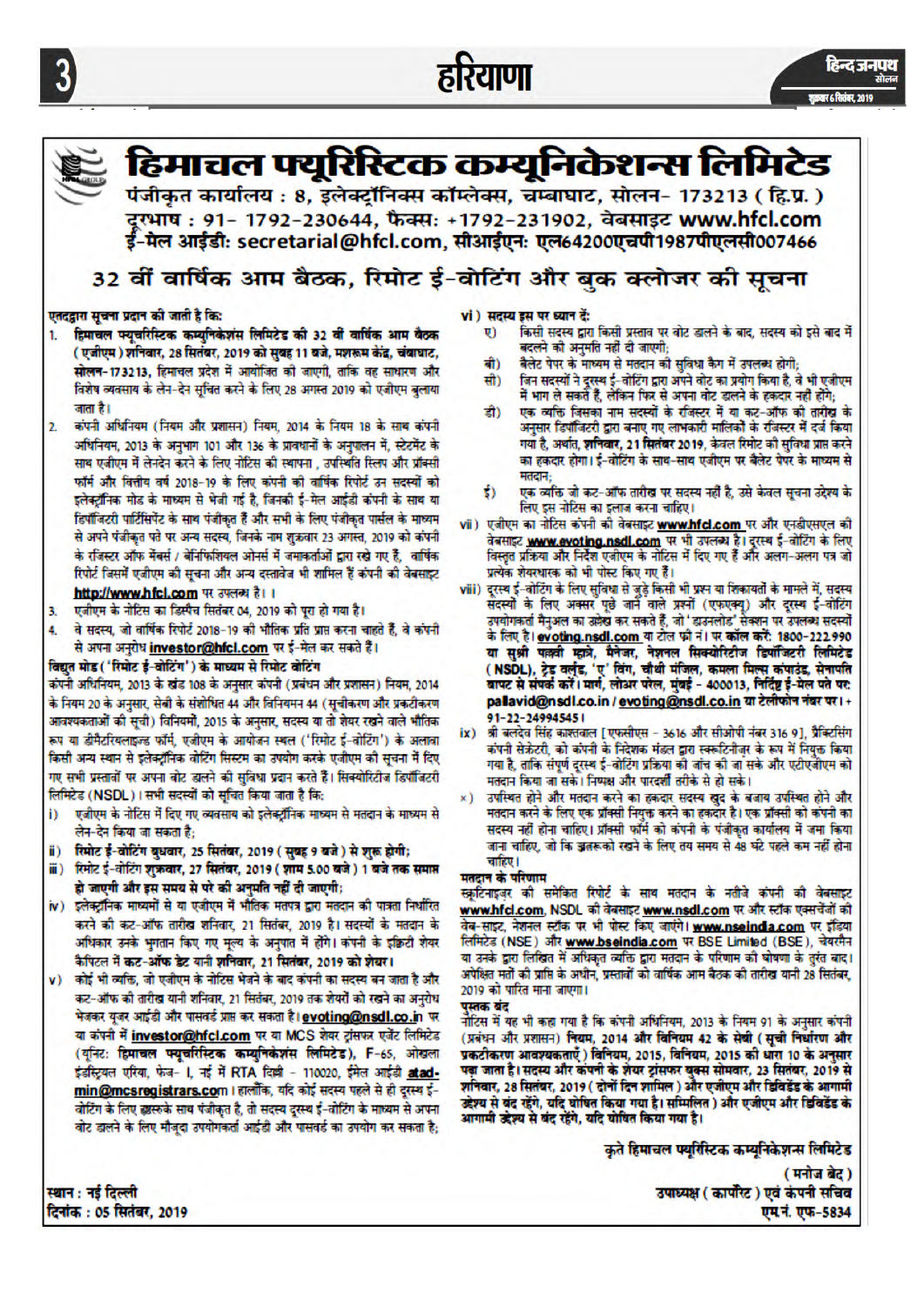# हिमाचल फ्यूचरिस्टिक कम्यूनिकेशन्स लिमिटेड

पंजीकृत कार्यालय : 8, इलेक्ट्रॉनिक्स कॉम्प्लेक्स, चम्बाघाट, सोलन- 173213 (हि.प्र.)
दूरभाष : 91- 1792-230644, फैक्स: +1792-231902, वेबसाइट www.hfcl.com
ई-मेल आईडी: secretarial@hfcl.com, सीआईएन: एल64200एचपी1987पीएलसी007466

## 32 वीं वार्षिक आम बैठक, रिमोट ई-वोटिंग और बुक क्लोजर की सूचना

एतद्द्वारा सूचना प्रदान की जाती है कि:

1. **हिमाचल फ्यूचरिस्टिक कम्यूनिकेशन्स लिमिटेड की 32 वीं वार्षिक आम बैठक (एजीएम) शनिवार, 28 सितंबर, 2019 को सुबह 11 बजे, मशरूम केंद्र, चंबाघाट, सोलन- 173213,** हिमाचल प्रदेश में आयोजित की जाएगी, ताकि वह साधारण और विशेष व्यवसाय के लेन-देन सूचित करने के लिए 28 अगस्त 2019 को एजीएम बुलाया जाता है।
2. कंपनी अधिनियम (नियम और प्रशासन) नियम, 2014 के नियम 18 के साथ कंपनी अधिनियम, 2013 के अनुभाग 101 और 136 के प्रावधानों के अनुपालन में, स्टेटमेंट के साथ एजीएम में लेनदेन करने के लिए नोटिस की स्थापना, उपस्थिति स्लिप और प्रॉक्सी फॉर्म और वित्तीय वर्ष 2018-19 के लिए कंपनी की वार्षिक रिपोर्ट उन सदस्यों को इलेक्ट्रॉनिक मोड के माध्यम से भेजी गई है, जिनकी ई-मेल आईडी कंपनी के साथ या डिपॉजिटरी पार्टिसिपेंट के साथ पंजीकृत हैं और सभी के लिए पंजीकृत पार्सल के माध्यम से अपने पंजीकृत पते पर अन्य सदस्य, जिनके नाम शुक्रवार 23 अगस्त, 2019 को कंपनी के रजिस्टर ऑफ मेंबर्स / बेनिफिशियल ओनर्स में जमाकर्ताओं द्वारा रखे गए हैं, वार्षिक रिपोर्ट जिसमें एजीएम की सूचना और अन्य दस्तावेज भी शामिल हैं कंपनी की वेबसाइट **http://www.hfcl.com** पर उपलब्ध है।
3. एजीएम के नोटिस का डिस्पैच सितंबर 04, 2019 को पूरा हो गया है।
4. वे सदस्य, जो वार्षिक रिपोर्ट 2018-19 की भौतिक प्रति प्राप्त करना चाहते हैं, वे कंपनी से अपना अनुरोध **investor@hfcl.com** पर ई-मेल कर सकते हैं।

**विद्युत मोड ('रिमोट ई-वोटिंग') के माध्यम से रिमोट वोटिंग**

कंपनी अधिनियम, 2013 के खंड 108 के अनुसार कंपनी (प्रबंधन और प्रशासन) नियम, 2014 के नियम 20 के अनुसार, सेबी के संशोधित 44 और विनियमन 44 (सूचीकरण और प्रकटीकरण आवश्यकताओं की सूची) विनियमों, 2015 के अनुसार, सदस्य या तो शेयर रखने वाले भौतिक रूप या डीमैटेरियलाइज्ड फॉर्म, एजीएम के आयोजन स्थल ('रिमोट ई-वोटिंग') के अलावा किसी अन्य स्थान से इलेक्ट्रॉनिक वोटिंग सिस्टम का उपयोग करके एजीएम की सूचना में दिए गए सभी प्रस्तावों पर अपना वोट डालने की सुविधा प्रदान करते हैं। सिक्योरिटीज डिपॉजिटरी लिमिटेड (NSDL)। सभी सदस्यों को सूचित किया जाता है कि:

i) एजीएम के नोटिस में दिए गए व्यवसाय को इलेक्ट्रॉनिक माध्यम से मतदान के माध्यम से लेन-देन किया जा सकता है;

ii) **रिमोट ई-वोटिंग बुधवार, 25 सितंबर, 2019 (सुबह 9 बजे) से शुरू होगी;**

iii) **रिमोट ई-वोटिंग शुक्रवार, 27 सितंबर, 2019 (शाम 5.00 बजे) 1 बजे तक समाप्त हो जाएगी और इस समय से परे की अनुमति नहीं दी जाएगी;**

iv) इलेक्ट्रॉनिक माध्यमों से या एजीएम में भौतिक मतपत्र द्वारा मतदान की पात्रता निर्धारित करने की कट-ऑफ तारीख शनिवार, 21 सितंबर, 2019 है। सदस्यों के मतदान के अधिकार उनके भुगतान किए गए मूल्य के अनुपात में होंगे। कंपनी के इक्विटी शेयर कैपिटल में **कट-ऑफ डेट यानी शनिवार, 21 सितंबर, 2019 को शेयर।**

v) कोई भी व्यक्ति, जो एजीएम के नोटिस भेजने के बाद कंपनी का सदस्य बन जाता है और कट-ऑफ की तारीख यानी शनिवार, 21 सितंबर, 2019 तक शेयरों को रखने का अनुरोध भेजकर यूजर आईडी और पासवर्ड प्राप्त कर सकता है। **evoting@nsdl.co.in** पर या कंपनी में **investor@hfcl.com** पर या MCS शेयर ट्रांसफर एजेंट लिमिटेड (यूनिट: **हिमाचल फ्यूचरिस्टिक कम्यूनिकेशंस लिमिटेड**), F-65, ओखला इंडस्ट्रियल एरिया, फेज- I, नई में RTA दिल्ली - 110020, ईमेल आईडी **admin@mcsregistrars.com**। हालाँकि, यदि कोई सदस्य पहले से ही दूरस्थ ई-वोटिंग के लिए एनएसडीएल के साथ पंजीकृत है, तो सदस्य दूरस्थ ई-वोटिंग के माध्यम से अपना वोट डालने के लिए मौजूदा उपयोगकर्ता आईडी और पासवर्ड का उपयोग कर सकता है;

vi) **सदस्य इस पर ध्यान दें:**

ए) किसी सदस्य द्वारा किसी प्रस्ताव पर वोट डालने के बाद, सदस्य को इसे बाद में बदलने की अनुमति नहीं दी जाएगी;

बी) बैलेट पेपर के माध्यम से मतदान की सुविधा एजीएम में उपलब्ध होगी;

सी) जिन सदस्यों ने दूरस्थ ई-वोटिंग द्वारा अपने वोट का प्रयोग किया है, वे भी एजीएम में भाग ले सकते हैं, लेकिन फिर से अपना वोट डालने के हकदार नहीं होंगे;

डी) एक व्यक्ति जिसका नाम सदस्यों के रजिस्टर में या कट-ऑफ की तारीख के अनुसार डिपॉजिटरी द्वारा बनाए गए लाभकारी मालिकों के रजिस्टर में दर्ज किया गया है, अर्थात, **शनिवार, 21 सितंबर 2019,** केवल रिमोट की सुविधा प्राप्त करने का हकदार होगा। ई-वोटिंग के साथ-साथ एजीएम पर बैलेट पेपर के माध्यम से मतदान;

ई) एक व्यक्ति जो कट-ऑफ तारीख पर सदस्य नहीं है, उसे केवल सूचना उद्देश्य के लिए इस नोटिस का इलाज करना चाहिए।

vii) एजीएम का नोटिस कंपनी की वेबसाइट **www.hfcl.com** पर और एनडीएसएल की वेबसाइट **www.evoting.nsdl.com** पर भी उपलब्ध है। दूरस्थ ई-वोटिंग के लिए विस्तृत प्रक्रिया और निर्देश एजीएम के नोटिस में दिए गए हैं और अलग-अलग पत्र जो प्रत्येक शेयरधारक को भी पोस्ट किए गए हैं।

viii) दूरस्थ ई-वोटिंग के लिए सुविधा से जुड़े किसी भी प्रश्न या शिकायतों के मामले में, सदस्य सदस्यों के लिए अक्सर पूछे जाने वाले प्रश्नों (एफएक्यू) और दूरस्थ ई-वोटिंग उपयोगकर्ता मैनुअल का उल्लेख कर सकते हैं, जो 'डाउनलोड' सेक्शन पर उपलब्ध सदस्यों के लिए है। **evoting.nsdl.com** या टोल फ्री नं। पर **कॉल करें: 1800-222-990 या सुश्री पल्लवी म्हात्रे, मैनेजर, नेशनल सिक्योरिटीज डिपॉजिटरी लिमिटेड (NSDL), ट्रेड वर्ल्ड, 'ए' विंग, चौथी मंजिल, कमला मिल्स कंपाउंड, सेनापति बापट से संपर्क करें। मार्ग, लोअर परेल, मुंबई - 400013, निर्दिष्ट ई-मेल पते पर: pallavid@nsdl.co.in / evoting@nsdl.co.in या टेलीफोन नंबर पर। + 91-22-24994545।**

ix) श्री बलदेव सिंह कश्तवाल [एफसीएस - 3616 और सीओपी नंबर 316 9], प्रैक्टिसिंग कंपनी सेक्रेटरी, को कंपनी के निदेशक मंडल द्वारा स्क्रूटिनाइज़र के रूप में नियुक्त किया गया है, ताकि संपूर्ण दूरस्थ ई-वोटिंग प्रक्रिया की जांच की जा सके और एटीएजीएम को मतदान किया जा सके। निष्पक्ष और पारदर्शी तरीके से हो सके।

x) उपस्थित होने और मतदान करने का हकदार सदस्य खुद के बजाय उपस्थित होने और मतदान करने के लिए एक प्रॉक्सी नियुक्त करने का हकदार है। एक प्रॉक्सी को कंपनी का सदस्य नहीं होना चाहिए। प्रॉक्सी फॉर्म को कंपनी के पंजीकृत कार्यालय में जमा किया जाना चाहिए, जो कि इसको रखने के लिए तय समय से 48 घंटे पहले कम नहीं होना चाहिए।

**मतदान के परिणाम**

स्क्रूटिनाइज़र की समेकित रिपोर्ट के साथ मतदान के नतीजे कंपनी की वेबसाइट **www.hfcl.com**, NSDL की वेबसाइट **www.nsdl.com** पर और स्टॉक एक्सचेंजों की वेब-साइट, नेशनल स्टॉक पर भी पोस्ट किए जाएंगे। **www.nseindia.com** पर इंडिया लिमिटेड (NSE) और **www.bseindia.com** पर BSE Limited (BSE), चेयरमैन या उनके द्वारा लिखित में अधिकृत व्यक्ति द्वारा मतदान के परिणाम की घोषणा के तुरंत बाद। अपेक्षित मतों की प्राप्ति के अधीन, प्रस्तावों को वार्षिक आम बैठक की तारीख यानी 28 सितंबर, 2019 को पारित माना जाएगा।

**पुस्तक बंद**

नोटिस में यह भी कहा गया है कि कंपनी अधिनियम, 2013 के नियम 91 के अनुसार कंपनी (प्रबंधन और प्रशासन) **नियम, 2014 और विनियम 42 के सेबी (सूची निर्धारण और प्रकटीकरण आवश्यकताएँ) विनियम, 2015, विनियम, 2015 की धारा 10 के अनुसार पढ़ा जाता है। सदस्य और कंपनी के शेयर ट्रांसफर बुक्स सोमवार, 23 सितंबर, 2019 से शनिवार, 28 सितंबर, 2019 (दोनों दिन शामिल) और एजीएम और डिविडेंड के आगामी उद्देश्य से बंद रहेंगे, यदि घोषित किया गया है। सम्मिलित) और एजीएम और डिविडेंड के आगामी उद्देश्य से बंद रहेंगे, यदि घोषित किया गया है।**

कृते हिमाचल फ्यूचरिस्टिक कम्यूनिकेशन्स लिमिटेड

(मनोज बेद)
उपाध्यक्ष (कार्पोरेट) एवं कंपनी सचिव
एम.नं. एफ-5834

स्थान : नई दिल्ली
दिनांक : 05 सितंबर, 2019